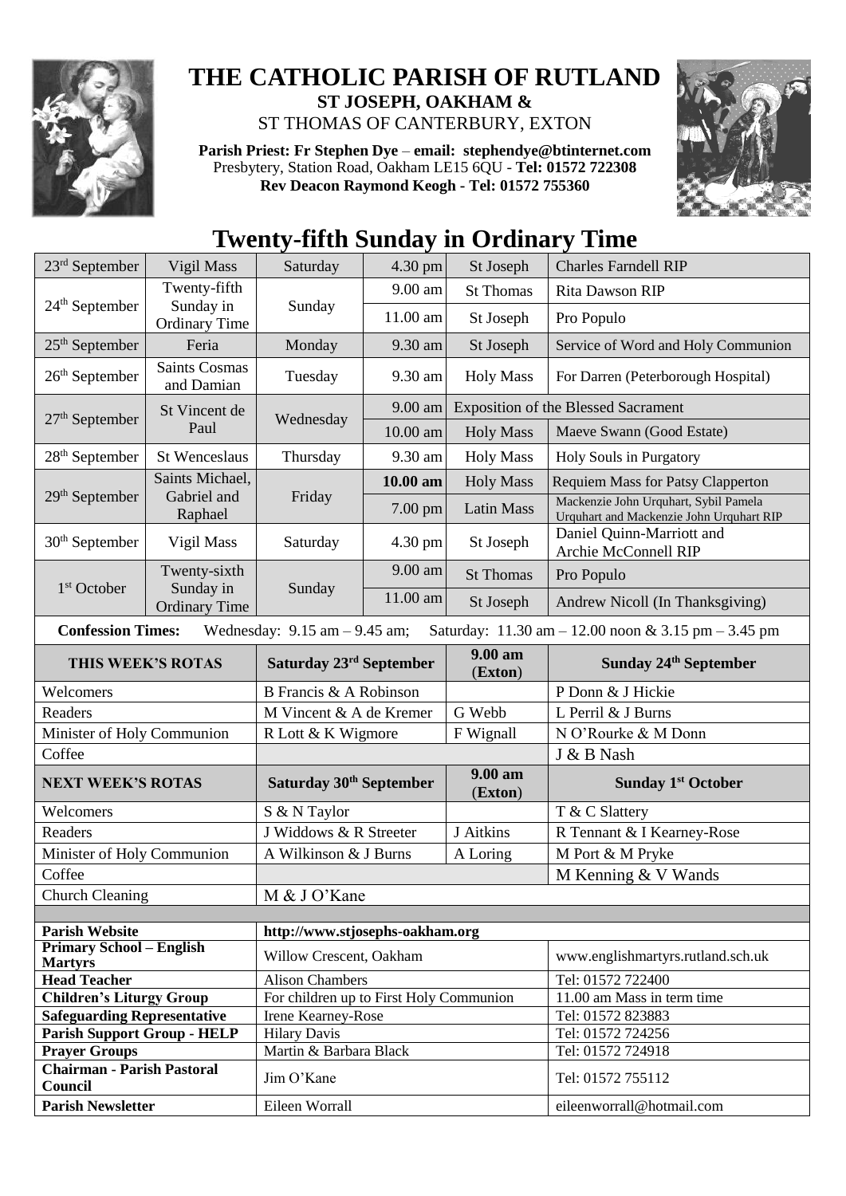# THE CATHOLIC PARISH OF RUTLAND

**ST JOSEPH, OAKHAM &**

ST THOMAS OF CANTERBURY, EXTON

**Parish Priest: Fr Stephen Dye** – **email: stephendye@btinternet.com**
Presbytery, Station Road, Oakham LE15 6QU - **Tel: 01572 722308**
**Rev Deacon Raymond Keogh - Tel: 01572 755360**

## Twenty-fifth Sunday in Ordinary Time

| Date | Day | Weekday | Time | Place | Intention |
|---|---|---|---|---|---|
| 23rd September | Vigil Mass | Saturday | 4.30 pm | St Joseph | Charles Farndell RIP |
| 24th September | Twenty-fifth Sunday in Ordinary Time | Sunday | 9.00 am | St Thomas | Rita Dawson RIP |
| | | | 11.00 am | St Joseph | Pro Populo |
| 25th September | Feria | Monday | 9.30 am | St Joseph | Service of Word and Holy Communion |
| 26th September | Saints Cosmas and Damian | Tuesday | 9.30 am | Holy Mass | For Darren (Peterborough Hospital) |
| 27th September | St Vincent de Paul | Wednesday | 9.00 am | Exposition of the Blessed Sacrament | |
| | | | 10.00 am | Holy Mass | Maeve Swann (Good Estate) |
| 28th September | St Wenceslaus | Thursday | 9.30 am | Holy Mass | Holy Souls in Purgatory |
| 29th September | Saints Michael, Gabriel and Raphael | Friday | **10.00 am** | Holy Mass | Requiem Mass for Patsy Clapperton |
| | | | 7.00 pm | Latin Mass | Mackenzie John Urquhart, Sybil Pamela Urquhart and Mackenzie John Urquhart RIP |
| 30th September | Vigil Mass | Saturday | 4.30 pm | St Joseph | Daniel Quinn-Marriott and Archie McConnell RIP |
| 1st October | Twenty-sixth Sunday in Ordinary Time | Sunday | 9.00 am | St Thomas | Pro Populo |
| | | | 11.00 am | St Joseph | Andrew Nicoll (In Thanksgiving) |

**Confession Times:** Wednesday: 9.15 am – 9.45 am; Saturday: 11.30 am – 12.00 noon & 3.15 pm – 3.45 pm

| THIS WEEK'S ROTAS | Saturday 23rd September | 9.00 am (Exton) | Sunday 24th September |
|---|---|---|---|
| Welcomers | B Francis & A Robinson | | P Donn & J Hickie |
| Readers | M Vincent & A de Kremer | G Webb | L Perril & J Burns |
| Minister of Holy Communion | R Lott & K Wigmore | F Wignall | N O'Rourke & M Donn |
| Coffee | | | J & B Nash |
| **NEXT WEEK'S ROTAS** | **Saturday 30th September** | **9.00 am (Exton)** | **Sunday 1st October** |
| Welcomers | S & N Taylor | | T & C Slattery |
| Readers | J Widdows & R Streeter | J Aitkins | R Tennant & I Kearney-Rose |
| Minister of Holy Communion | A Wilkinson & J Burns | A Loring | M Port & M Pryke |
| Coffee | | | M Kenning & V Wands |
| Church Cleaning | M & J O'Kane | | |

| | | |
|---|---|---|
| **Parish Website** | http://www.stjosephs-oakham.org | |
| **Primary School – English Martyrs** | Willow Crescent, Oakham | www.englishmartyrs.rutland.sch.uk |
| **Head Teacher** | Alison Chambers | Tel: 01572 722400 |
| **Children's Liturgy Group** | For children up to First Holy Communion | 11.00 am Mass in term time |
| **Safeguarding Representative** | Irene Kearney-Rose | Tel: 01572 823883 |
| **Parish Support Group - HELP** | Hilary Davis | Tel: 01572 724256 |
| **Prayer Groups** | Martin & Barbara Black | Tel: 01572 724918 |
| **Chairman - Parish Pastoral Council** | Jim O'Kane | Tel: 01572 755112 |
| **Parish Newsletter** | Eileen Worrall | eileenworrall@hotmail.com |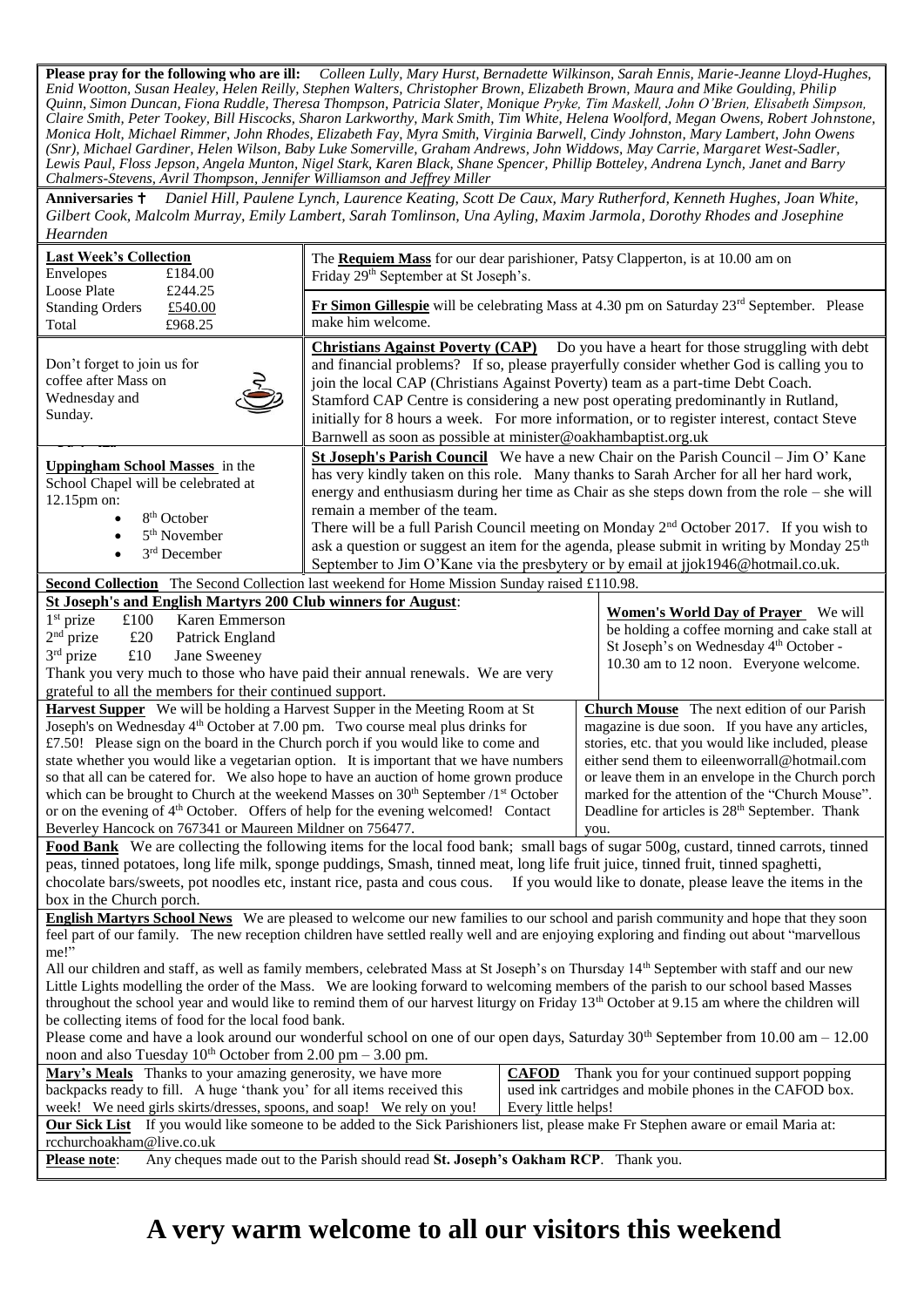**Please pray for the following who are ill:** *Colleen Lully, Mary Hurst, Bernadette Wilkinson, Sarah Ennis, Marie-Jeanne Lloyd-Hughes, Enid Wootton, Susan Healey, Helen Reilly, Stephen Walters, Christopher Brown, Elizabeth Brown, Maura and Mike Goulding, Philip Quinn, Simon Duncan, Fiona Ruddle, Theresa Thompson, Patricia Slater, Monique Pryke, Tim Maskell, John O'Brien, Elisabeth Simpson, Claire Smith, Peter Tookey, Bill Hiscocks, Sharon Larkworthy, Mark Smith, Tim White, Helena Woolford, Megan Owens, Robert Johnstone, Monica Holt, Michael Rimmer, John Rhodes, Elizabeth Fay, Myra Smith, Virginia Barwell, Cindy Johnston, Mary Lambert, John Owens (Snr), Michael Gardiner, Helen Wilson, Baby Luke Somerville, Graham Andrews, John Widdows, May Carrie, Margaret West-Sadler, Lewis Paul, Floss Jepson, Angela Munton, Nigel Stark, Karen Black, Shane Spencer, Phillip Botteley, Andrena Lynch, Janet and Barry Chalmers-Stevens, Avril Thompson, Jennifer Williamson and Jeffrey Miller*

**Anniversaries ✝** *Daniel Hill, Paulene Lynch, Laurence Keating, Scott De Caux, Mary Rutherford, Kenneth Hughes, Joan White, Gilbert Cook, Malcolm Murray, Emily Lambert, Sarah Tomlinson, Una Ayling, Maxim Jarmola, Dorothy Rhodes and Josephine Hearnden*

**Last Week's Collection**

| | |
|---|---|
| Envelopes | £184.00 |
| Loose Plate | £244.25 |
| Standing Orders | £540.00 |
| Total | £968.25 |

The **Requiem Mass** for our dear parishioner, Patsy Clapperton, is at 10.00 am on Friday 29th September at St Joseph's.

**Fr Simon Gillespie** will be celebrating Mass at 4.30 pm on Saturday 23rd September. Please make him welcome.

Don't forget to join us for coffee after Mass on Wednesday and Sunday.

**Christians Against Poverty (CAP)** Do you have a heart for those struggling with debt and financial problems? If so, please prayerfully consider whether God is calling you to join the local CAP (Christians Against Poverty) team as a part-time Debt Coach. Stamford CAP Centre is considering a new post operating predominantly in Rutland, initially for 8 hours a week. For more information, or to register interest, contact Steve Barnwell as soon as possible at minister@oakhambaptist.org.uk

**Uppingham School Masses** in the School Chapel will be celebrated at 12.15pm on:

- 8th October
- 5th November
- 3rd December

**St Joseph's Parish Council** We have a new Chair on the Parish Council – Jim O' Kane has very kindly taken on this role. Many thanks to Sarah Archer for all her hard work, energy and enthusiasm during her time as Chair as she steps down from the role – she will remain a member of the team.
There will be a full Parish Council meeting on Monday 2nd October 2017. If you wish to ask a question or suggest an item for the agenda, please submit in writing by Monday 25th September to Jim O'Kane via the presbytery or by email at jjok1946@hotmail.co.uk.

**Second Collection** The Second Collection last weekend for Home Mission Sunday raised £110.98.

**St Joseph's and English Martyrs 200 Club winners for August**:

| | | |
|---|---|---|
| 1st prize | £100 | Karen Emmerson |
| 2nd prize | £20 | Patrick England |
| 3rd prize | £10 | Jane Sweeney |

Thank you very much to those who have paid their annual renewals. We are very grateful to all the members for their continued support.

**Women's World Day of Prayer** We will be holding a coffee morning and cake stall at St Joseph's on Wednesday 4th October - 10.30 am to 12 noon. Everyone welcome.

**Harvest Supper** We will be holding a Harvest Supper in the Meeting Room at St Joseph's on Wednesday 4th October at 7.00 pm. Two course meal plus drinks for £7.50! Please sign on the board in the Church porch if you would like to come and state whether you would like a vegetarian option. It is important that we have numbers so that all can be catered for. We also hope to have an auction of home grown produce which can be brought to Church at the weekend Masses on 30th September /1st October or on the evening of 4th October. Offers of help for the evening welcomed! Contact Beverley Hancock on 767341 or Maureen Mildner on 756477.

**Church Mouse** The next edition of our Parish magazine is due soon. If you have any articles, stories, etc. that you would like included, please either send them to eileenworrall@hotmail.com or leave them in an envelope in the Church porch marked for the attention of the "Church Mouse". Deadline for articles is 28th September. Thank you.

**Food Bank** We are collecting the following items for the local food bank; small bags of sugar 500g, custard, tinned carrots, tinned peas, tinned potatoes, long life milk, sponge puddings, Smash, tinned meat, long life fruit juice, tinned fruit, tinned spaghetti, chocolate bars/sweets, pot noodles etc, instant rice, pasta and cous cous. If you would like to donate, please leave the items in the box in the Church porch.

**English Martyrs School News** We are pleased to welcome our new families to our school and parish community and hope that they soon feel part of our family. The new reception children have settled really well and are enjoying exploring and finding out about "marvellous me!"
All our children and staff, as well as family members, celebrated Mass at St Joseph's on Thursday 14th September with staff and our new Little Lights modelling the order of the Mass. We are looking forward to welcoming members of the parish to our school based Masses throughout the school year and would like to remind them of our harvest liturgy on Friday 13th October at 9.15 am where the children will be collecting items of food for the local food bank.
Please come and have a look around our wonderful school on one of our open days, Saturday 30th September from 10.00 am – 12.00 noon and also Tuesday 10th October from 2.00 pm – 3.00 pm.

**Mary's Meals** Thanks to your amazing generosity, we have more backpacks ready to fill. A huge 'thank you' for all items received this week! We need girls skirts/dresses, spoons, and soap! We rely on you!

**CAFOD** Thank you for your continued support popping used ink cartridges and mobile phones in the CAFOD box. Every little helps!

**Our Sick List** If you would like someone to be added to the Sick Parishioners list, please make Fr Stephen aware or email Maria at: rcchurchoakham@live.co.uk

**Please note**: Any cheques made out to the Parish should read **St. Joseph's Oakham RCP**. Thank you.

# A very warm welcome to all our visitors this weekend